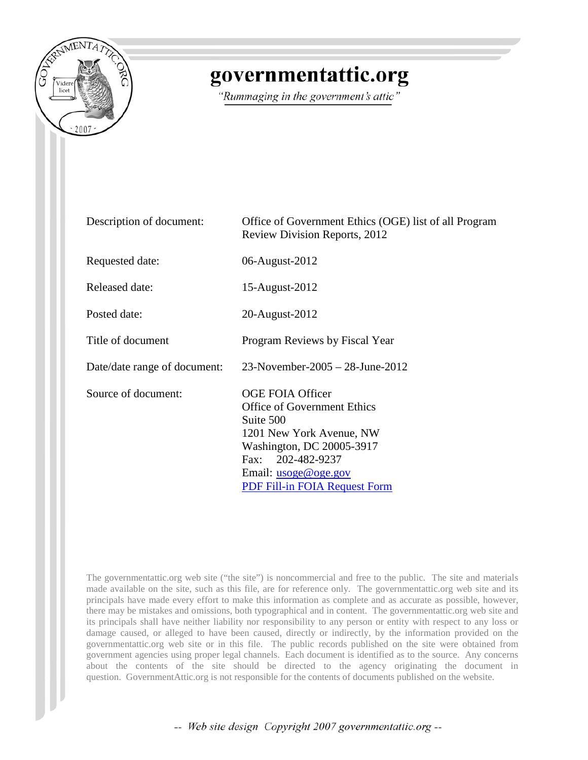# governmentattic.org

*"Rummaging in the government's attic"*

| | |
|---|---|
| Description of document: | Office of Government Ethics (OGE) list of all Program Review Division Reports, 2012 |
| Requested date: | 06-August-2012 |
| Released date: | 15-August-2012 |
| Posted date: | 20-August-2012 |
| Title of document | Program Reviews by Fiscal Year |
| Date/date range of document: | 23-November-2005 – 28-June-2012 |
| Source of document: | OGE FOIA Officer<br>Office of Government Ethics<br>Suite 500<br>1201 New York Avenue, NW<br>Washington, DC 20005-3917<br>Fax: 202-482-9237<br>Email: usoge@oge.gov<br>PDF Fill-in FOIA Request Form |

The governmentattic.org web site ("the site") is noncommercial and free to the public. The site and materials made available on the site, such as this file, are for reference only. The governmentattic.org web site and its principals have made every effort to make this information as complete and as accurate as possible, however, there may be mistakes and omissions, both typographical and in content. The governmentattic.org web site and its principals shall have neither liability nor responsibility to any person or entity with respect to any loss or damage caused, or alleged to have been caused, directly or indirectly, by the information provided on the governmentattic.org web site or in this file. The public records published on the site were obtained from government agencies using proper legal channels. Each document is identified as to the source. Any concerns about the contents of the site should be directed to the agency originating the document in question. GovernmentAttic.org is not responsible for the contents of documents published on the website.

-- Web site design Copyright 2007 governmentattic.org --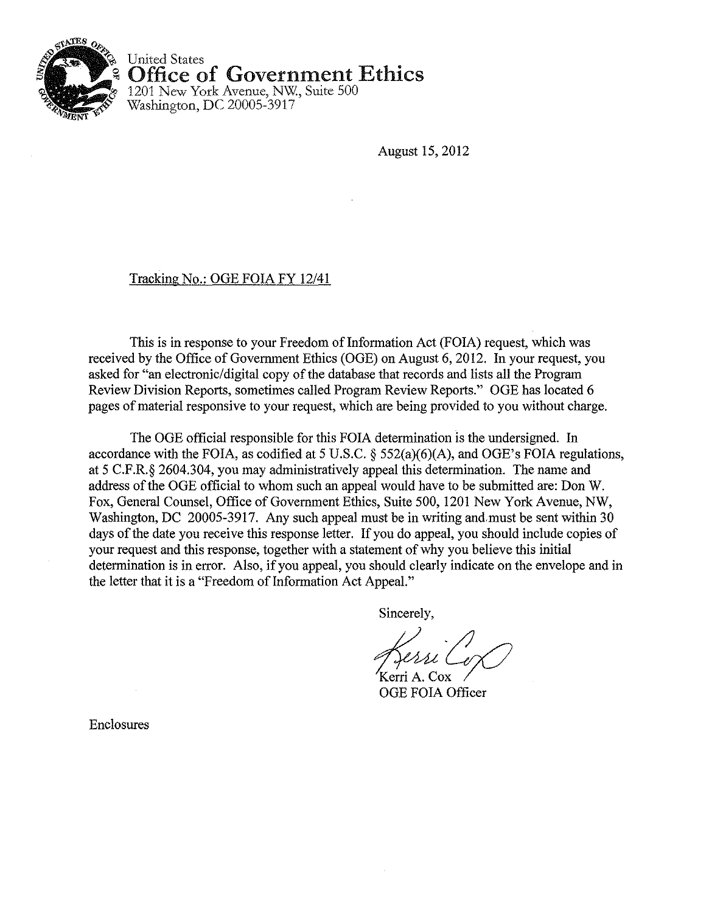United States
**Office of Government Ethics**
1201 New York Avenue, NW., Suite 500
Washington, DC 20005-3917

August 15, 2012

Tracking No.: OGE FOIA FY 12/41

This is in response to your Freedom of Information Act (FOIA) request, which was received by the Office of Government Ethics (OGE) on August 6, 2012. In your request, you asked for "an electronic/digital copy of the database that records and lists all the Program Review Division Reports, sometimes called Program Review Reports." OGE has located 6 pages of material responsive to your request, which are being provided to you without charge.

The OGE official responsible for this FOIA determination is the undersigned. In accordance with the FOIA, as codified at 5 U.S.C. § 552(a)(6)(A), and OGE's FOIA regulations, at 5 C.F.R.§ 2604.304, you may administratively appeal this determination. The name and address of the OGE official to whom such an appeal would have to be submitted are: Don W. Fox, General Counsel, Office of Government Ethics, Suite 500, 1201 New York Avenue, NW, Washington, DC 20005-3917. Any such appeal must be in writing and must be sent within 30 days of the date you receive this response letter. If you do appeal, you should include copies of your request and this response, together with a statement of why you believe this initial determination is in error. Also, if you appeal, you should clearly indicate on the envelope and in the letter that it is a "Freedom of Information Act Appeal."

Sincerely,

Kerri A. Cox
OGE FOIA Officer

Enclosures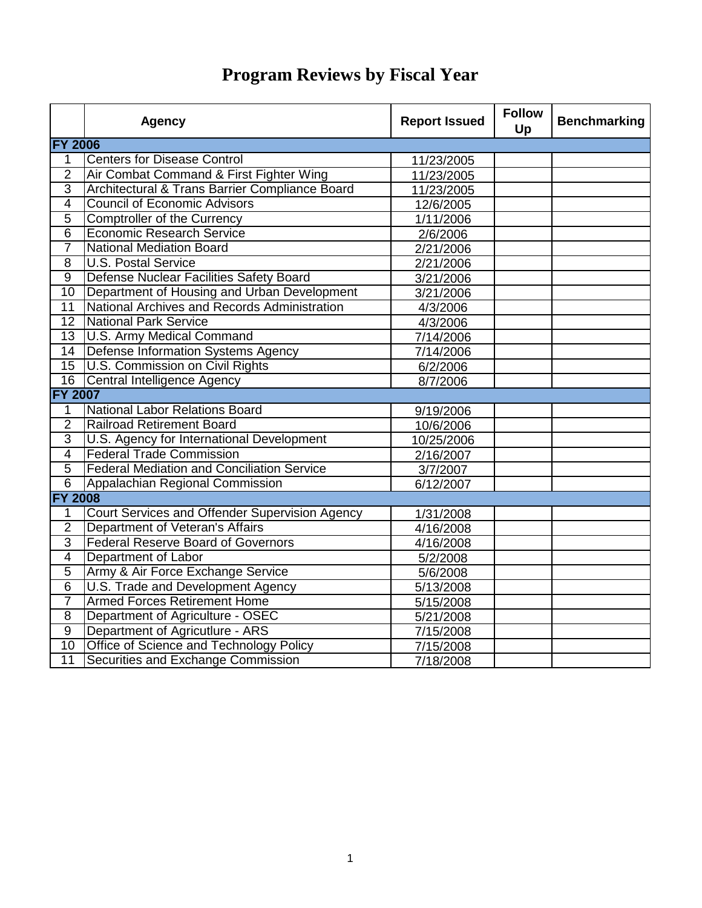# Program Reviews by Fiscal Year

| | Agency | Report Issued | Follow Up | Benchmarking |
|---|---|---|---|---|
| **FY 2006** | | | | |
| 1 | Centers for Disease Control | 11/23/2005 | | |
| 2 | Air Combat Command & First Fighter Wing | 11/23/2005 | | |
| 3 | Architectural & Trans Barrier Compliance Board | 11/23/2005 | | |
| 4 | Council of Economic Advisors | 12/6/2005 | | |
| 5 | Comptroller of the Currency | 1/11/2006 | | |
| 6 | Economic Research Service | 2/6/2006 | | |
| 7 | National Mediation Board | 2/21/2006 | | |
| 8 | U.S. Postal Service | 2/21/2006 | | |
| 9 | Defense Nuclear Facilities Safety Board | 3/21/2006 | | |
| 10 | Department of Housing and Urban Development | 3/21/2006 | | |
| 11 | National Archives and Records Administration | 4/3/2006 | | |
| 12 | National Park Service | 4/3/2006 | | |
| 13 | U.S. Army Medical Command | 7/14/2006 | | |
| 14 | Defense Information Systems Agency | 7/14/2006 | | |
| 15 | U.S. Commission on Civil Rights | 6/2/2006 | | |
| 16 | Central Intelligence Agency | 8/7/2006 | | |
| **FY 2007** | | | | |
| 1 | National Labor Relations Board | 9/19/2006 | | |
| 2 | Railroad Retirement Board | 10/6/2006 | | |
| 3 | U.S. Agency for International Development | 10/25/2006 | | |
| 4 | Federal Trade Commission | 2/16/2007 | | |
| 5 | Federal Mediation and Conciliation Service | 3/7/2007 | | |
| 6 | Appalachian Regional Commission | 6/12/2007 | | |
| **FY 2008** | | | | |
| 1 | Court Services and Offender Supervision Agency | 1/31/2008 | | |
| 2 | Department of Veteran's Affairs | 4/16/2008 | | |
| 3 | Federal Reserve Board of Governors | 4/16/2008 | | |
| 4 | Department of Labor | 5/2/2008 | | |
| 5 | Army & Air Force Exchange Service | 5/6/2008 | | |
| 6 | U.S. Trade and Development Agency | 5/13/2008 | | |
| 7 | Armed Forces Retirement Home | 5/15/2008 | | |
| 8 | Department of Agriculture - OSEC | 5/21/2008 | | |
| 9 | Department of Agricutlure - ARS | 7/15/2008 | | |
| 10 | Office of Science and Technology Policy | 7/15/2008 | | |
| 11 | Securities and Exchange Commission | 7/18/2008 | | |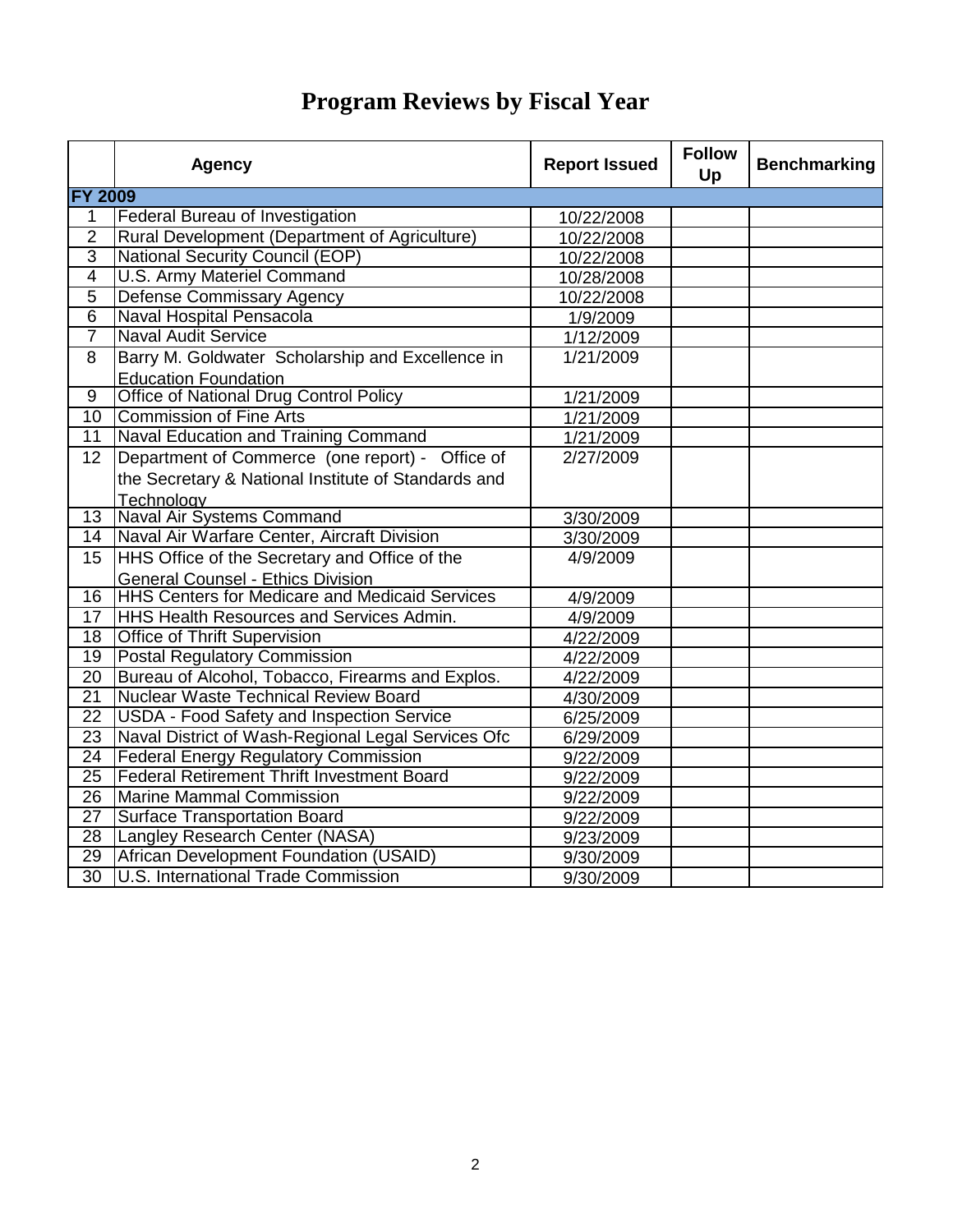# Program Reviews by Fiscal Year

| | Agency | Report Issued | Follow Up | Benchmarking |
|---|---|---|---|---|
| **FY 2009** | | | | |
| 1 | Federal Bureau of Investigation | 10/22/2008 | | |
| 2 | Rural Development (Department of Agriculture) | 10/22/2008 | | |
| 3 | National Security Council (EOP) | 10/22/2008 | | |
| 4 | U.S. Army Materiel Command | 10/28/2008 | | |
| 5 | Defense Commissary Agency | 10/22/2008 | | |
| 6 | Naval Hospital Pensacola | 1/9/2009 | | |
| 7 | Naval Audit Service | 1/12/2009 | | |
| 8 | Barry M. Goldwater Scholarship and Excellence in Education Foundation | 1/21/2009 | | |
| 9 | Office of National Drug Control Policy | 1/21/2009 | | |
| 10 | Commission of Fine Arts | 1/21/2009 | | |
| 11 | Naval Education and Training Command | 1/21/2009 | | |
| 12 | Department of Commerce (one report) - Office of the Secretary & National Institute of Standards and Technology | 2/27/2009 | | |
| 13 | Naval Air Systems Command | 3/30/2009 | | |
| 14 | Naval Air Warfare Center, Aircraft Division | 3/30/2009 | | |
| 15 | HHS Office of the Secretary and Office of the General Counsel - Ethics Division | 4/9/2009 | | |
| 16 | HHS Centers for Medicare and Medicaid Services | 4/9/2009 | | |
| 17 | HHS Health Resources and Services Admin. | 4/9/2009 | | |
| 18 | Office of Thrift Supervision | 4/22/2009 | | |
| 19 | Postal Regulatory Commission | 4/22/2009 | | |
| 20 | Bureau of Alcohol, Tobacco, Firearms and Explos. | 4/22/2009 | | |
| 21 | Nuclear Waste Technical Review Board | 4/30/2009 | | |
| 22 | USDA - Food Safety and Inspection Service | 6/25/2009 | | |
| 23 | Naval District of Wash-Regional Legal Services Ofc | 6/29/2009 | | |
| 24 | Federal Energy Regulatory Commission | 9/22/2009 | | |
| 25 | Federal Retirement Thrift Investment Board | 9/22/2009 | | |
| 26 | Marine Mammal Commission | 9/22/2009 | | |
| 27 | Surface Transportation Board | 9/22/2009 | | |
| 28 | Langley Research Center (NASA) | 9/23/2009 | | |
| 29 | African Development Foundation (USAID) | 9/30/2009 | | |
| 30 | U.S. International Trade Commission | 9/30/2009 | | |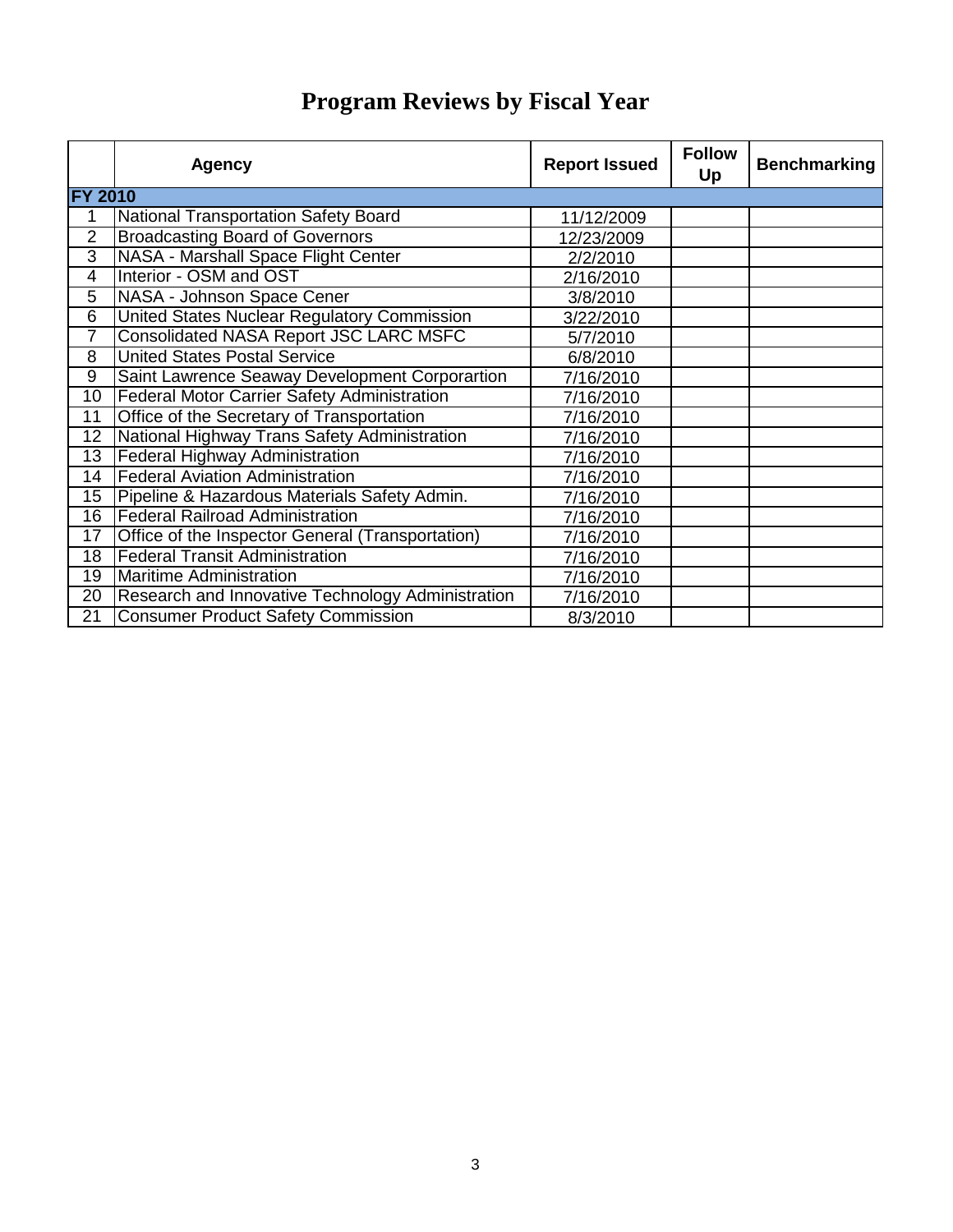# Program Reviews by Fiscal Year

| | Agency | Report Issued | Follow Up | Benchmarking |
|---|---|---|---|---|
| **FY 2010** | | | | |
| 1 | National Transportation Safety Board | 11/12/2009 | | |
| 2 | Broadcasting Board of Governors | 12/23/2009 | | |
| 3 | NASA - Marshall Space Flight Center | 2/2/2010 | | |
| 4 | Interior - OSM and OST | 2/16/2010 | | |
| 5 | NASA - Johnson Space Cener | 3/8/2010 | | |
| 6 | United States Nuclear Regulatory Commission | 3/22/2010 | | |
| 7 | Consolidated NASA Report JSC LARC MSFC | 5/7/2010 | | |
| 8 | United States Postal Service | 6/8/2010 | | |
| 9 | Saint Lawrence Seaway Development Corporartion | 7/16/2010 | | |
| 10 | Federal Motor Carrier Safety Administration | 7/16/2010 | | |
| 11 | Office of the Secretary of Transportation | 7/16/2010 | | |
| 12 | National Highway Trans Safety Administration | 7/16/2010 | | |
| 13 | Federal Highway Administration | 7/16/2010 | | |
| 14 | Federal Aviation Administration | 7/16/2010 | | |
| 15 | Pipeline & Hazardous Materials Safety Admin. | 7/16/2010 | | |
| 16 | Federal Railroad Administration | 7/16/2010 | | |
| 17 | Office of the Inspector General (Transportation) | 7/16/2010 | | |
| 18 | Federal Transit Administration | 7/16/2010 | | |
| 19 | Maritime Administration | 7/16/2010 | | |
| 20 | Research and Innovative Technology Administration | 7/16/2010 | | |
| 21 | Consumer Product Safety Commission | 8/3/2010 | | |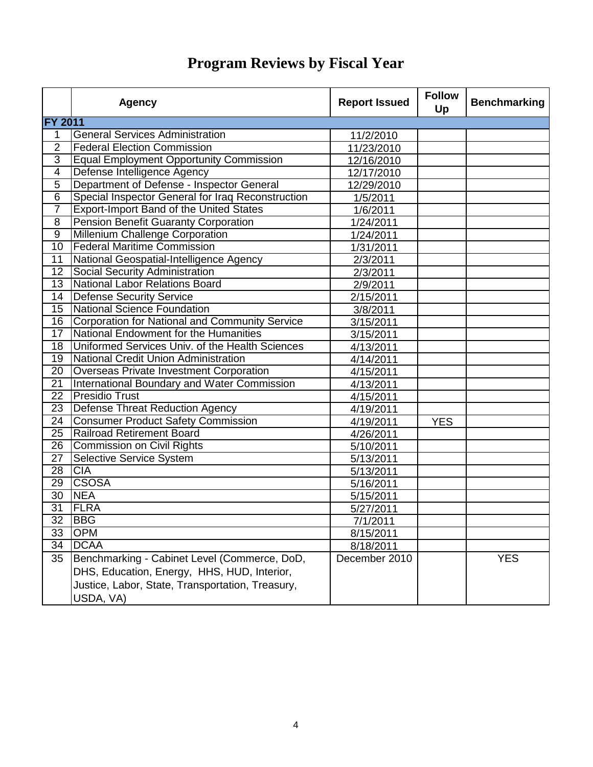# Program Reviews by Fiscal Year

| | Agency | Report Issued | Follow Up | Benchmarking |
|---|---|---|---|---|
| **FY 2011** | | | | |
| 1 | General Services Administration | 11/2/2010 | | |
| 2 | Federal Election Commission | 11/23/2010 | | |
| 3 | Equal Employment Opportunity Commission | 12/16/2010 | | |
| 4 | Defense Intelligence Agency | 12/17/2010 | | |
| 5 | Department of Defense - Inspector General | 12/29/2010 | | |
| 6 | Special Inspector General for Iraq Reconstruction | 1/5/2011 | | |
| 7 | Export-Import Band of the United States | 1/6/2011 | | |
| 8 | Pension Benefit Guaranty Corporation | 1/24/2011 | | |
| 9 | Millenium Challenge Corporation | 1/24/2011 | | |
| 10 | Federal Maritime Commission | 1/31/2011 | | |
| 11 | National Geospatial-Intelligence Agency | 2/3/2011 | | |
| 12 | Social Security Administration | 2/3/2011 | | |
| 13 | National Labor Relations Board | 2/9/2011 | | |
| 14 | Defense Security Service | 2/15/2011 | | |
| 15 | National Science Foundation | 3/8/2011 | | |
| 16 | Corporation for National and Community Service | 3/15/2011 | | |
| 17 | National Endowment for the Humanities | 3/15/2011 | | |
| 18 | Uniformed Services Univ. of the Health Sciences | 4/13/2011 | | |
| 19 | National Credit Union Administration | 4/14/2011 | | |
| 20 | Overseas Private Investment Corporation | 4/15/2011 | | |
| 21 | International Boundary and Water Commission | 4/13/2011 | | |
| 22 | Presidio Trust | 4/15/2011 | | |
| 23 | Defense Threat Reduction Agency | 4/19/2011 | | |
| 24 | Consumer Product Safety Commission | 4/19/2011 | YES | |
| 25 | Railroad Retirement Board | 4/26/2011 | | |
| 26 | Commission on Civil Rights | 5/10/2011 | | |
| 27 | Selective Service System | 5/13/2011 | | |
| 28 | CIA | 5/13/2011 | | |
| 29 | CSOSA | 5/16/2011 | | |
| 30 | NEA | 5/15/2011 | | |
| 31 | FLRA | 5/27/2011 | | |
| 32 | BBG | 7/1/2011 | | |
| 33 | OPM | 8/15/2011 | | |
| 34 | DCAA | 8/18/2011 | | |
| 35 | Benchmarking - Cabinet Level (Commerce, DoD, DHS, Education, Energy, HHS, HUD, Interior, Justice, Labor, State, Transportation, Treasury, USDA, VA) | December 2010 | | YES |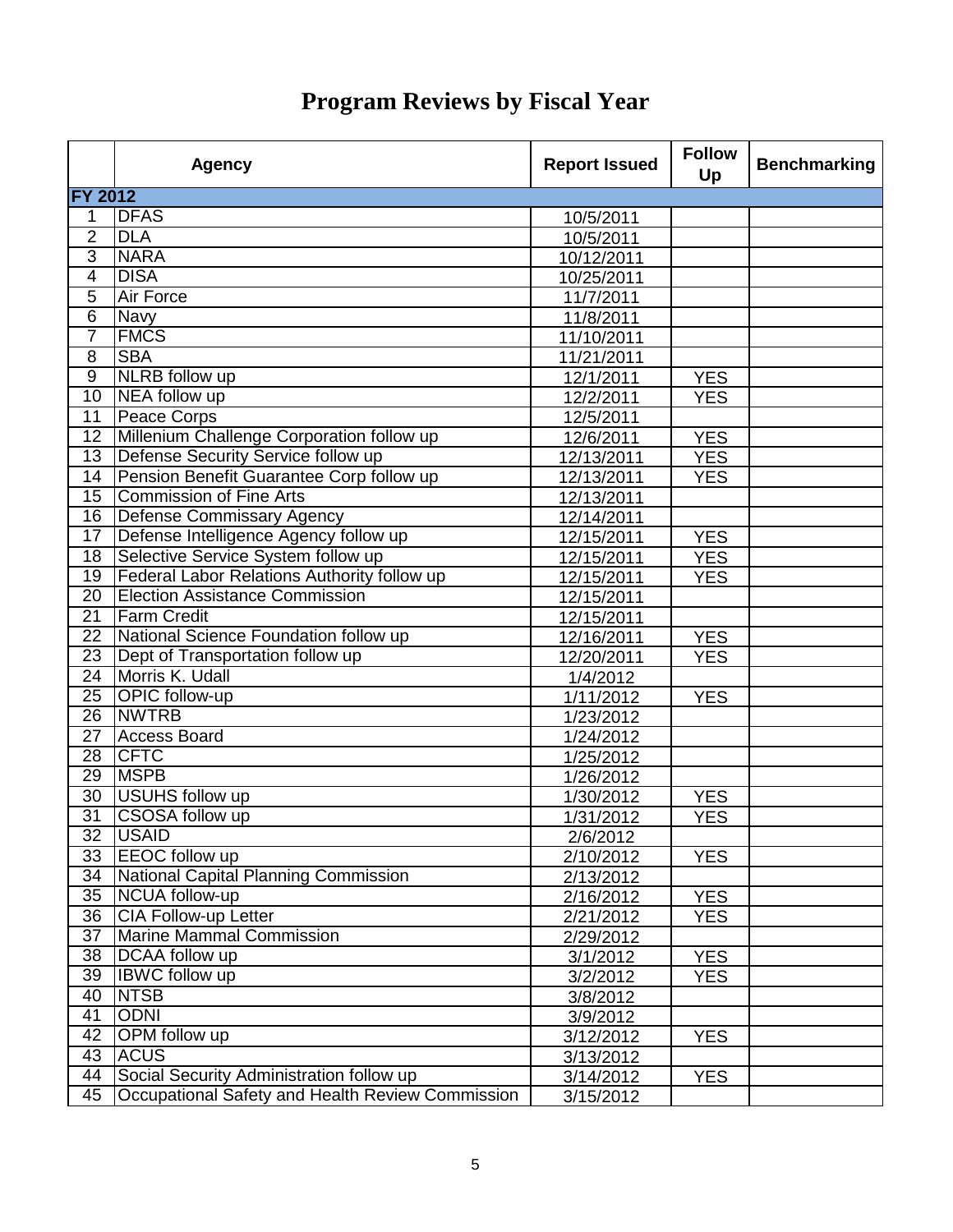# Program Reviews by Fiscal Year

| | Agency | Report Issued | Follow Up | Benchmarking |
|---|---|---|---|---|
| **FY 2012** | | | | |
| 1 | DFAS | 10/5/2011 | | |
| 2 | DLA | 10/5/2011 | | |
| 3 | NARA | 10/12/2011 | | |
| 4 | DISA | 10/25/2011 | | |
| 5 | Air Force | 11/7/2011 | | |
| 6 | Navy | 11/8/2011 | | |
| 7 | FMCS | 11/10/2011 | | |
| 8 | SBA | 11/21/2011 | | |
| 9 | NLRB follow up | 12/1/2011 | YES | |
| 10 | NEA follow up | 12/2/2011 | YES | |
| 11 | Peace Corps | 12/5/2011 | | |
| 12 | Millenium Challenge Corporation follow up | 12/6/2011 | YES | |
| 13 | Defense Security Service follow up | 12/13/2011 | YES | |
| 14 | Pension Benefit Guarantee Corp follow up | 12/13/2011 | YES | |
| 15 | Commission of Fine Arts | 12/13/2011 | | |
| 16 | Defense Commissary Agency | 12/14/2011 | | |
| 17 | Defense Intelligence Agency follow up | 12/15/2011 | YES | |
| 18 | Selective Service System follow up | 12/15/2011 | YES | |
| 19 | Federal Labor Relations Authority follow up | 12/15/2011 | YES | |
| 20 | Election Assistance Commission | 12/15/2011 | | |
| 21 | Farm Credit | 12/15/2011 | | |
| 22 | National Science Foundation follow up | 12/16/2011 | YES | |
| 23 | Dept of Transportation follow up | 12/20/2011 | YES | |
| 24 | Morris K. Udall | 1/4/2012 | | |
| 25 | OPIC follow-up | 1/11/2012 | YES | |
| 26 | NWTRB | 1/23/2012 | | |
| 27 | Access Board | 1/24/2012 | | |
| 28 | CFTC | 1/25/2012 | | |
| 29 | MSPB | 1/26/2012 | | |
| 30 | USUHS follow up | 1/30/2012 | YES | |
| 31 | CSOSA follow up | 1/31/2012 | YES | |
| 32 | USAID | 2/6/2012 | | |
| 33 | EEOC follow up | 2/10/2012 | YES | |
| 34 | National Capital Planning Commission | 2/13/2012 | | |
| 35 | NCUA follow-up | 2/16/2012 | YES | |
| 36 | CIA Follow-up Letter | 2/21/2012 | YES | |
| 37 | Marine Mammal Commission | 2/29/2012 | | |
| 38 | DCAA follow up | 3/1/2012 | YES | |
| 39 | IBWC follow up | 3/2/2012 | YES | |
| 40 | NTSB | 3/8/2012 | | |
| 41 | ODNI | 3/9/2012 | | |
| 42 | OPM follow up | 3/12/2012 | YES | |
| 43 | ACUS | 3/13/2012 | | |
| 44 | Social Security Administration follow up | 3/14/2012 | YES | |
| 45 | Occupational Safety and Health Review Commission | 3/15/2012 | | |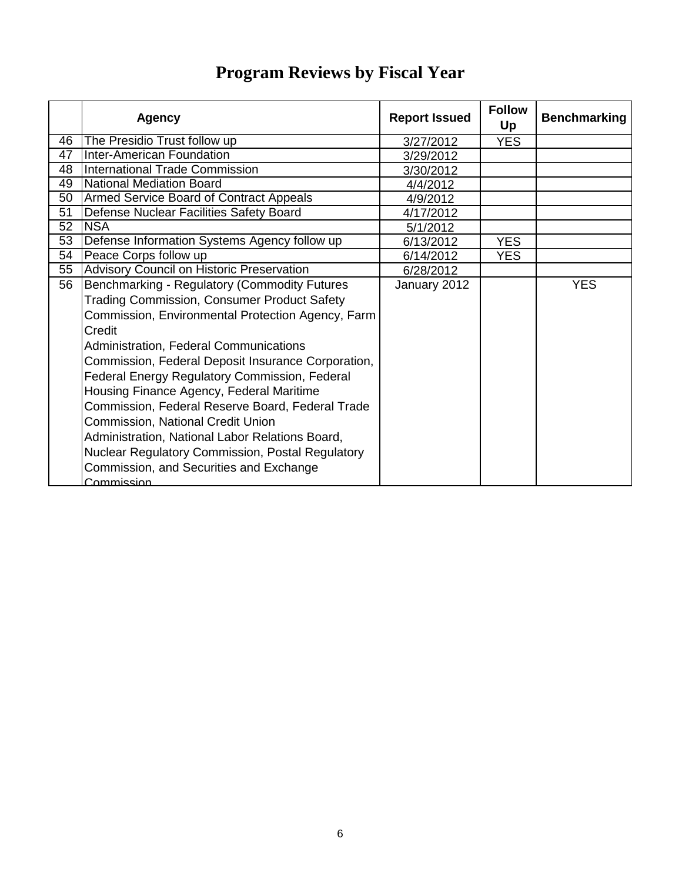# Program Reviews by Fiscal Year

| | Agency | Report Issued | Follow Up | Benchmarking |
|---|---|---|---|---|
| 46 | The Presidio Trust follow up | 3/27/2012 | YES | |
| 47 | Inter-American Foundation | 3/29/2012 | | |
| 48 | International Trade Commission | 3/30/2012 | | |
| 49 | National Mediation Board | 4/4/2012 | | |
| 50 | Armed Service Board of Contract Appeals | 4/9/2012 | | |
| 51 | Defense Nuclear Facilities Safety Board | 4/17/2012 | | |
| 52 | NSA | 5/1/2012 | | |
| 53 | Defense Information Systems Agency follow up | 6/13/2012 | YES | |
| 54 | Peace Corps follow up | 6/14/2012 | YES | |
| 55 | Advisory Council on Historic Preservation | 6/28/2012 | | |
| 56 | Benchmarking - Regulatory (Commodity Futures Trading Commission, Consumer Product Safety Commission, Environmental Protection Agency, Farm Credit Administration, Federal Communications Commission, Federal Deposit Insurance Corporation, Federal Energy Regulatory Commission, Federal Housing Finance Agency, Federal Maritime Commission, Federal Reserve Board, Federal Trade Commission, National Credit Union Administration, National Labor Relations Board, Nuclear Regulatory Commission, Postal Regulatory Commission, and Securities and Exchange Commission | January 2012 | | YES |